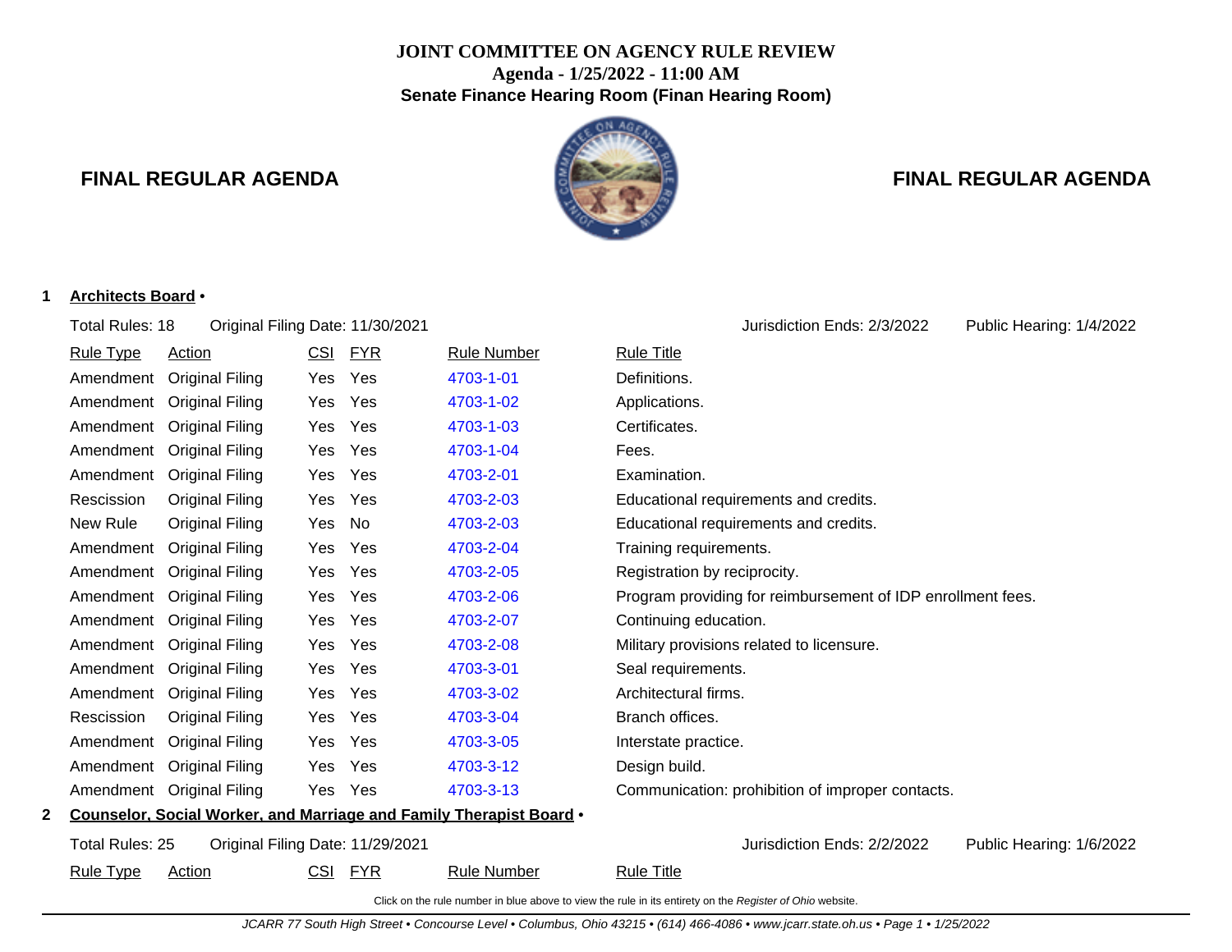# JOINT COMMITTEE ON AGENCY RULE REVIEW

**Agenda - 1/25/2022 - 11:00 AM**

**Senate Finance Hearing Room (Finan Hearing Room)**

## FINAL REGULAR AGENDA

**1 Architects Board •**

Total Rules: 18 | Original Filing Date: 11/30/2021 | Jurisdiction Ends: 2/3/2022 | Public Hearing: 1/4/2022

| Rule Type | Action | CSI | FYR | Rule Number | Rule Title |
|---|---|---|---|---|---|
| Amendment | Original Filing | Yes | Yes | 4703-1-01 | Definitions. |
| Amendment | Original Filing | Yes | Yes | 4703-1-02 | Applications. |
| Amendment | Original Filing | Yes | Yes | 4703-1-03 | Certificates. |
| Amendment | Original Filing | Yes | Yes | 4703-1-04 | Fees. |
| Amendment | Original Filing | Yes | Yes | 4703-2-01 | Examination. |
| Rescission | Original Filing | Yes | Yes | 4703-2-03 | Educational requirements and credits. |
| New Rule | Original Filing | Yes | No | 4703-2-03 | Educational requirements and credits. |
| Amendment | Original Filing | Yes | Yes | 4703-2-04 | Training requirements. |
| Amendment | Original Filing | Yes | Yes | 4703-2-05 | Registration by reciprocity. |
| Amendment | Original Filing | Yes | Yes | 4703-2-06 | Program providing for reimbursement of IDP enrollment fees. |
| Amendment | Original Filing | Yes | Yes | 4703-2-07 | Continuing education. |
| Amendment | Original Filing | Yes | Yes | 4703-2-08 | Military provisions related to licensure. |
| Amendment | Original Filing | Yes | Yes | 4703-3-01 | Seal requirements. |
| Amendment | Original Filing | Yes | Yes | 4703-3-02 | Architectural firms. |
| Rescission | Original Filing | Yes | Yes | 4703-3-04 | Branch offices. |
| Amendment | Original Filing | Yes | Yes | 4703-3-05 | Interstate practice. |
| Amendment | Original Filing | Yes | Yes | 4703-3-12 | Design build. |
| Amendment | Original Filing | Yes | Yes | 4703-3-13 | Communication: prohibition of improper contacts. |

**2 Counselor, Social Worker, and Marriage and Family Therapist Board •**

Total Rules: 25 | Original Filing Date: 11/29/2021 | Jurisdiction Ends: 2/2/2022 | Public Hearing: 1/6/2022

| Rule Type | Action | CSI | FYR | Rule Number | Rule Title |
|---|---|---|---|---|---|

Click on the rule number in blue above to view the rule in its entirety on the *Register of Ohio* website.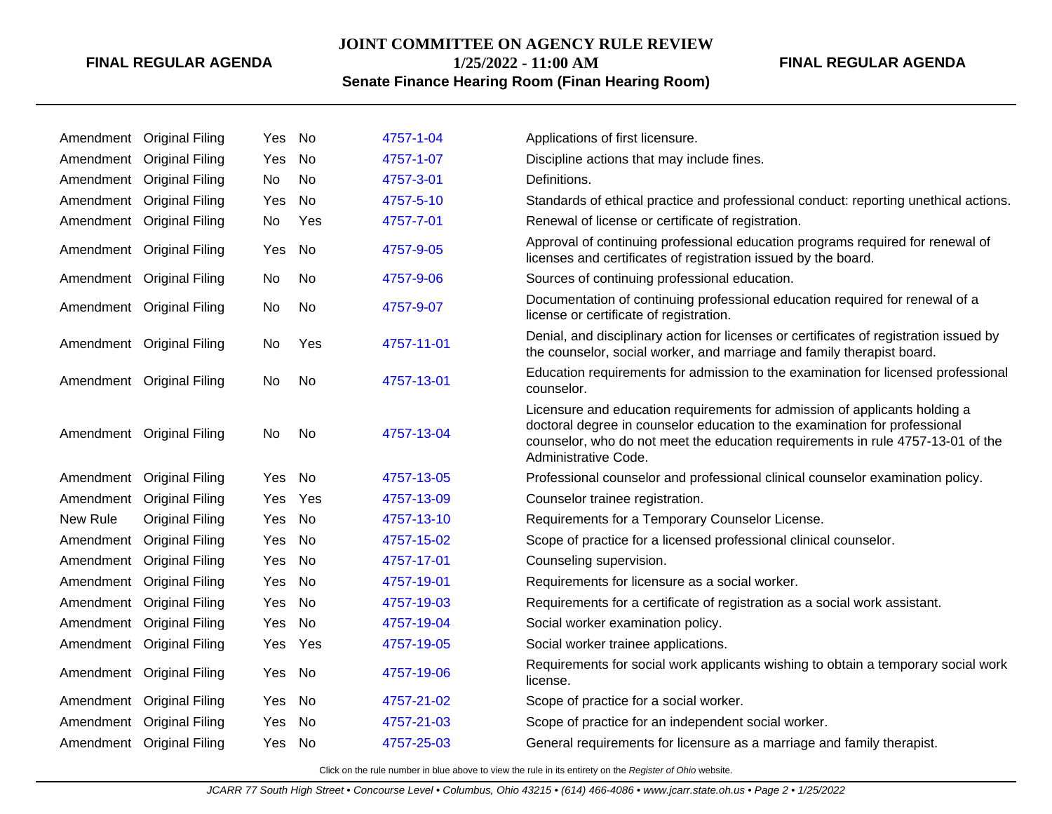| | | | | | |
|---|---|---|---|---|---|
| Amendment | Original Filing | Yes | No | 4757-1-04 | Applications of first licensure. |
| Amendment | Original Filing | Yes | No | 4757-1-07 | Discipline actions that may include fines. |
| Amendment | Original Filing | No | No | 4757-3-01 | Definitions. |
| Amendment | Original Filing | Yes | No | 4757-5-10 | Standards of ethical practice and professional conduct: reporting unethical actions. |
| Amendment | Original Filing | No | Yes | 4757-7-01 | Renewal of license or certificate of registration. |
| Amendment | Original Filing | Yes | No | 4757-9-05 | Approval of continuing professional education programs required for renewal of licenses and certificates of registration issued by the board. |
| Amendment | Original Filing | No | No | 4757-9-06 | Sources of continuing professional education. |
| Amendment | Original Filing | No | No | 4757-9-07 | Documentation of continuing professional education required for renewal of a license or certificate of registration. |
| Amendment | Original Filing | No | Yes | 4757-11-01 | Denial, and disciplinary action for licenses or certificates of registration issued by the counselor, social worker, and marriage and family therapist board. |
| Amendment | Original Filing | No | No | 4757-13-01 | Education requirements for admission to the examination for licensed professional counselor. |
| Amendment | Original Filing | No | No | 4757-13-04 | Licensure and education requirements for admission of applicants holding a doctoral degree in counselor education to the examination for professional counselor, who do not meet the education requirements in rule 4757-13-01 of the Administrative Code. |
| Amendment | Original Filing | Yes | No | 4757-13-05 | Professional counselor and professional clinical counselor examination policy. |
| Amendment | Original Filing | Yes | Yes | 4757-13-09 | Counselor trainee registration. |
| New Rule | Original Filing | Yes | No | 4757-13-10 | Requirements for a Temporary Counselor License. |
| Amendment | Original Filing | Yes | No | 4757-15-02 | Scope of practice for a licensed professional clinical counselor. |
| Amendment | Original Filing | Yes | No | 4757-17-01 | Counseling supervision. |
| Amendment | Original Filing | Yes | No | 4757-19-01 | Requirements for licensure as a social worker. |
| Amendment | Original Filing | Yes | No | 4757-19-03 | Requirements for a certificate of registration as a social work assistant. |
| Amendment | Original Filing | Yes | No | 4757-19-04 | Social worker examination policy. |
| Amendment | Original Filing | Yes | Yes | 4757-19-05 | Social worker trainee applications. |
| Amendment | Original Filing | Yes | No | 4757-19-06 | Requirements for social work applicants wishing to obtain a temporary social work license. |
| Amendment | Original Filing | Yes | No | 4757-21-02 | Scope of practice for a social worker. |
| Amendment | Original Filing | Yes | No | 4757-21-03 | Scope of practice for an independent social worker. |
| Amendment | Original Filing | Yes | No | 4757-25-03 | General requirements for licensure as a marriage and family therapist. |

Click on the rule number in blue above to view the rule in its entirety on the *Register of Ohio* website.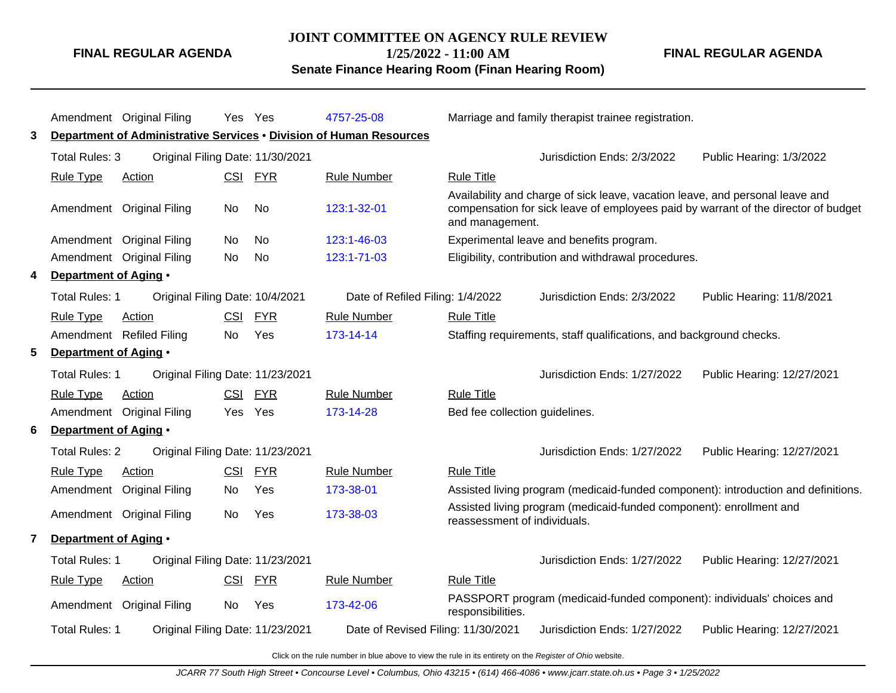| Rule Type | Action | CSI | FYR | Rule Number | Rule Title |
|---|---|---|---|---|---|
| Amendment | Original Filing | Yes | Yes | 4757-25-08 | Marriage and family therapist trainee registration. |

**3 Department of Administrative Services • Division of Human Resources**

Total Rules: 3 | Original Filing Date: 11/30/2021 | Jurisdiction Ends: 2/3/2022 | Public Hearing: 1/3/2022

| Rule Type | Action | CSI | FYR | Rule Number | Rule Title |
|---|---|---|---|---|---|
| Amendment | Original Filing | No | No | 123:1-32-01 | Availability and charge of sick leave, vacation leave, and personal leave and compensation for sick leave of employees paid by warrant of the director of budget and management. |
| Amendment | Original Filing | No | No | 123:1-46-03 | Experimental leave and benefits program. |
| Amendment | Original Filing | No | No | 123:1-71-03 | Eligibility, contribution and withdrawal procedures. |

**4 Department of Aging •**

Total Rules: 1 | Original Filing Date: 10/4/2021 | Date of Refiled Filing: 1/4/2022 | Jurisdiction Ends: 2/3/2022 | Public Hearing: 11/8/2021

| Rule Type | Action | CSI | FYR | Rule Number | Rule Title |
|---|---|---|---|---|---|
| Amendment | Refiled Filing | No | Yes | 173-14-14 | Staffing requirements, staff qualifications, and background checks. |

**5 Department of Aging •**

Total Rules: 1 | Original Filing Date: 11/23/2021 | Jurisdiction Ends: 1/27/2022 | Public Hearing: 12/27/2021

| Rule Type | Action | CSI | FYR | Rule Number | Rule Title |
|---|---|---|---|---|---|
| Amendment | Original Filing | Yes | Yes | 173-14-28 | Bed fee collection guidelines. |

**6 Department of Aging •**

Total Rules: 2 | Original Filing Date: 11/23/2021 | Jurisdiction Ends: 1/27/2022 | Public Hearing: 12/27/2021

| Rule Type | Action | CSI | FYR | Rule Number | Rule Title |
|---|---|---|---|---|---|
| Amendment | Original Filing | No | Yes | 173-38-01 | Assisted living program (medicaid-funded component): introduction and definitions. |
| Amendment | Original Filing | No | Yes | 173-38-03 | Assisted living program (medicaid-funded component): enrollment and reassessment of individuals. |

**7 Department of Aging •**

Total Rules: 1 | Original Filing Date: 11/23/2021 | Jurisdiction Ends: 1/27/2022 | Public Hearing: 12/27/2021

| Rule Type | Action | CSI | FYR | Rule Number | Rule Title |
|---|---|---|---|---|---|
| Amendment | Original Filing | No | Yes | 173-42-06 | PASSPORT program (medicaid-funded component): individuals' choices and responsibilities. |

Total Rules: 1 | Original Filing Date: 11/23/2021 | Date of Revised Filing: 11/30/2021 | Jurisdiction Ends: 1/27/2022 | Public Hearing: 12/27/2021

Click on the rule number in blue above to view the rule in its entirety on the *Register of Ohio* website.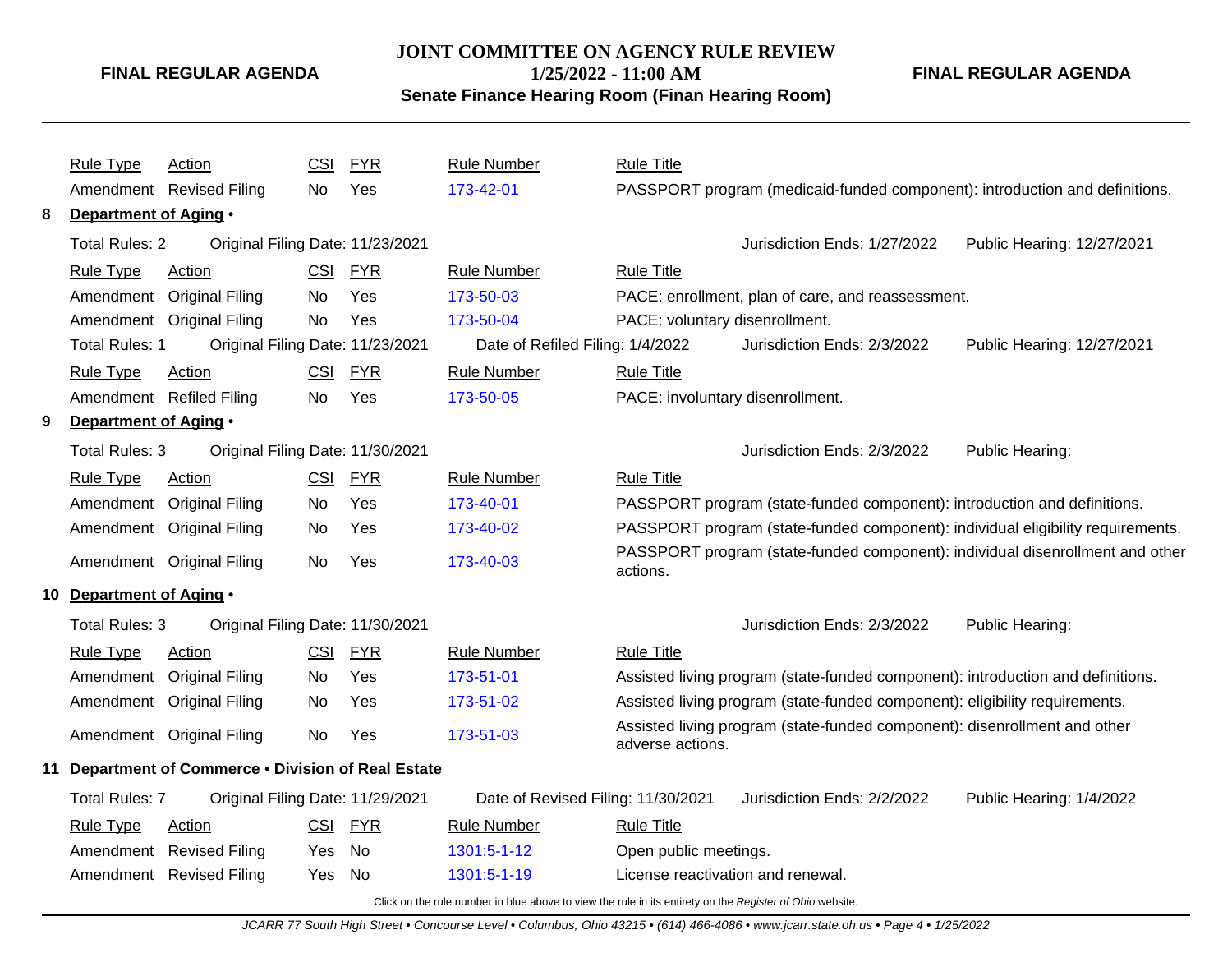| Rule Type | Action | CSI | FYR | Rule Number | Rule Title |
|---|---|---|---|---|---|
| Amendment | Revised Filing | No | Yes | 173-42-01 | PASSPORT program (medicaid-funded component): introduction and definitions. |

**8 Department of Aging •**

Total Rules: 2 Original Filing Date: 11/23/2021 Jurisdiction Ends: 1/27/2022 Public Hearing: 12/27/2021

| Rule Type | Action | CSI | FYR | Rule Number | Rule Title |
|---|---|---|---|---|---|
| Amendment | Original Filing | No | Yes | 173-50-03 | PACE: enrollment, plan of care, and reassessment. |
| Amendment | Original Filing | No | Yes | 173-50-04 | PACE: voluntary disenrollment. |

Total Rules: 1 Original Filing Date: 11/23/2021 Date of Refiled Filing: 1/4/2022 Jurisdiction Ends: 2/3/2022 Public Hearing: 12/27/2021

| Rule Type | Action | CSI | FYR | Rule Number | Rule Title |
|---|---|---|---|---|---|
| Amendment | Refiled Filing | No | Yes | 173-50-05 | PACE: involuntary disenrollment. |

**9 Department of Aging •**

Total Rules: 3 Original Filing Date: 11/30/2021 Jurisdiction Ends: 2/3/2022 Public Hearing:

| Rule Type | Action | CSI | FYR | Rule Number | Rule Title |
|---|---|---|---|---|---|
| Amendment | Original Filing | No | Yes | 173-40-01 | PASSPORT program (state-funded component): introduction and definitions. |
| Amendment | Original Filing | No | Yes | 173-40-02 | PASSPORT program (state-funded component): individual eligibility requirements. |
| Amendment | Original Filing | No | Yes | 173-40-03 | PASSPORT program (state-funded component): individual disenrollment and other actions. |

**10 Department of Aging •**

Total Rules: 3 Original Filing Date: 11/30/2021 Jurisdiction Ends: 2/3/2022 Public Hearing:

| Rule Type | Action | CSI | FYR | Rule Number | Rule Title |
|---|---|---|---|---|---|
| Amendment | Original Filing | No | Yes | 173-51-01 | Assisted living program (state-funded component): introduction and definitions. |
| Amendment | Original Filing | No | Yes | 173-51-02 | Assisted living program (state-funded component): eligibility requirements. |
| Amendment | Original Filing | No | Yes | 173-51-03 | Assisted living program (state-funded component): disenrollment and other adverse actions. |

**11 Department of Commerce • Division of Real Estate**

Total Rules: 7 Original Filing Date: 11/29/2021 Date of Revised Filing: 11/30/2021 Jurisdiction Ends: 2/2/2022 Public Hearing: 1/4/2022

| Rule Type | Action | CSI | FYR | Rule Number | Rule Title |
|---|---|---|---|---|---|
| Amendment | Revised Filing | Yes | No | 1301:5-1-12 | Open public meetings. |
| Amendment | Revised Filing | Yes | No | 1301:5-1-19 | License reactivation and renewal. |

Click on the rule number in blue above to view the rule in its entirety on the *Register of Ohio* website.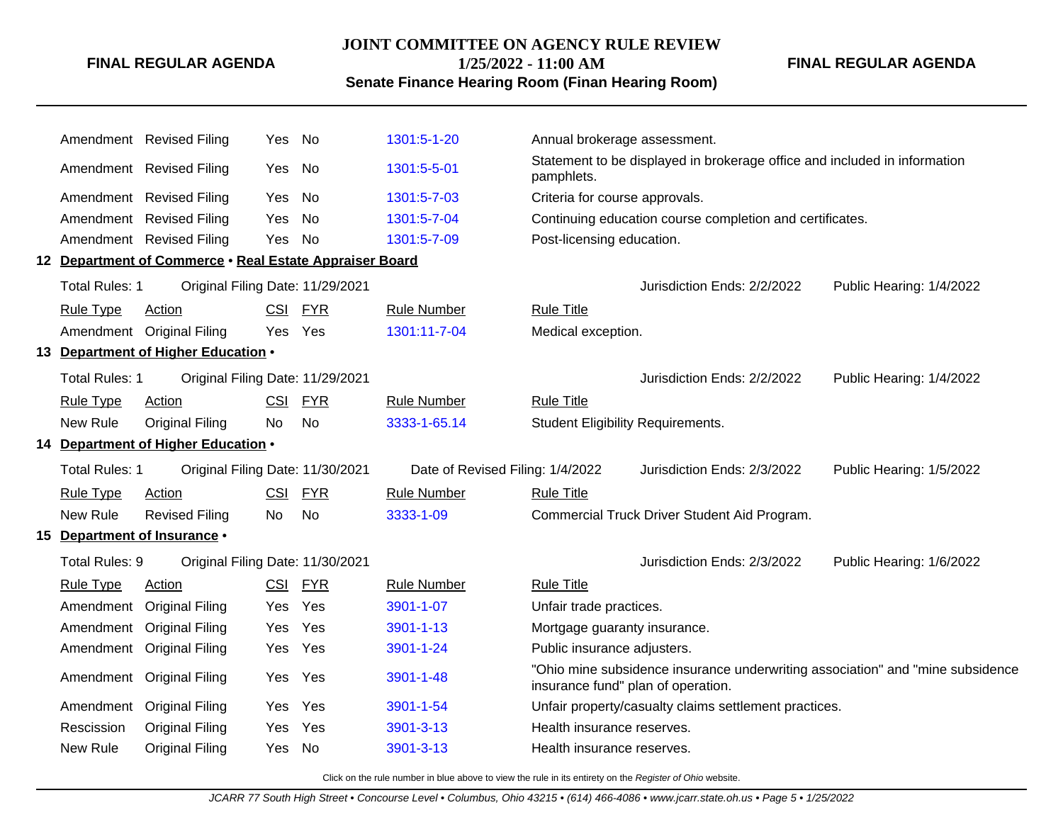| Rule Type | Action | CSI | FYR | Rule Number | Rule Title |
|---|---|---|---|---|---|
| Amendment | Revised Filing | Yes | No | 1301:5-1-20 | Annual brokerage assessment. |
| Amendment | Revised Filing | Yes | No | 1301:5-5-01 | Statement to be displayed in brokerage office and included in information pamphlets. |
| Amendment | Revised Filing | Yes | No | 1301:5-7-03 | Criteria for course approvals. |
| Amendment | Revised Filing | Yes | No | 1301:5-7-04 | Continuing education course completion and certificates. |
| Amendment | Revised Filing | Yes | No | 1301:5-7-09 | Post-licensing education. |

## 12 Department of Commerce • Real Estate Appraiser Board

Total Rules: 1 | Original Filing Date: 11/29/2021 | Jurisdiction Ends: 2/2/2022 | Public Hearing: 1/4/2022

| Rule Type | Action | CSI | FYR | Rule Number | Rule Title |
|---|---|---|---|---|---|
| Amendment | Original Filing | Yes | Yes | 1301:11-7-04 | Medical exception. |

## 13 Department of Higher Education •

Total Rules: 1 | Original Filing Date: 11/29/2021 | Jurisdiction Ends: 2/2/2022 | Public Hearing: 1/4/2022

| Rule Type | Action | CSI | FYR | Rule Number | Rule Title |
|---|---|---|---|---|---|
| New Rule | Original Filing | No | No | 3333-1-65.14 | Student Eligibility Requirements. |

## 14 Department of Higher Education •

Total Rules: 1 | Original Filing Date: 11/30/2021 | Date of Revised Filing: 1/4/2022 | Jurisdiction Ends: 2/3/2022 | Public Hearing: 1/5/2022

| Rule Type | Action | CSI | FYR | Rule Number | Rule Title |
|---|---|---|---|---|---|
| New Rule | Revised Filing | No | No | 3333-1-09 | Commercial Truck Driver Student Aid Program. |

## 15 Department of Insurance •

Total Rules: 9 | Original Filing Date: 11/30/2021 | Jurisdiction Ends: 2/3/2022 | Public Hearing: 1/6/2022

| Rule Type | Action | CSI | FYR | Rule Number | Rule Title |
|---|---|---|---|---|---|
| Amendment | Original Filing | Yes | Yes | 3901-1-07 | Unfair trade practices. |
| Amendment | Original Filing | Yes | Yes | 3901-1-13 | Mortgage guaranty insurance. |
| Amendment | Original Filing | Yes | Yes | 3901-1-24 | Public insurance adjusters. |
| Amendment | Original Filing | Yes | Yes | 3901-1-48 | "Ohio mine subsidence insurance underwriting association" and "mine subsidence insurance fund" plan of operation. |
| Amendment | Original Filing | Yes | Yes | 3901-1-54 | Unfair property/casualty claims settlement practices. |
| Rescission | Original Filing | Yes | Yes | 3901-3-13 | Health insurance reserves. |
| New Rule | Original Filing | Yes | No | 3901-3-13 | Health insurance reserves. |

Click on the rule number in blue above to view the rule in its entirety on the *Register of Ohio* website.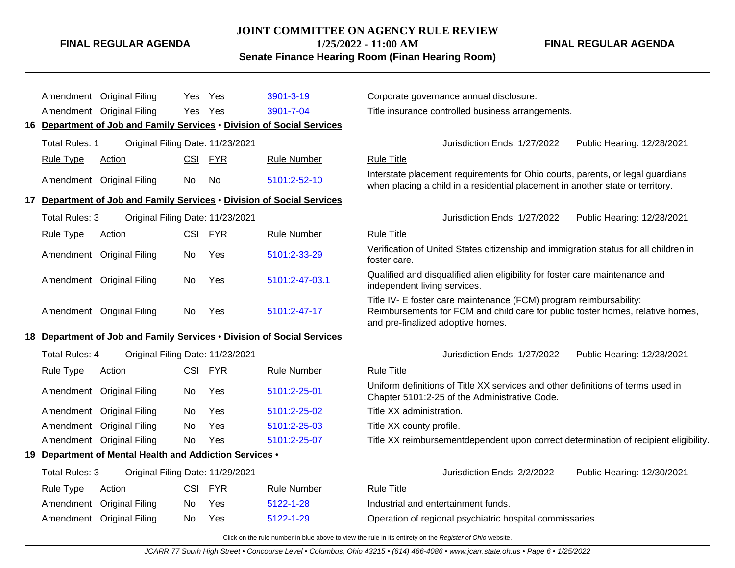| Rule Type | Action | CSI | FYR | Rule Number | Rule Title |
|---|---|---|---|---|---|
| Amendment | Original Filing | Yes | Yes | 3901-3-19 | Corporate governance annual disclosure. |
| Amendment | Original Filing | Yes | Yes | 3901-7-04 | Title insurance controlled business arrangements. |

## 16 Department of Job and Family Services • Division of Social Services

Total Rules: 1 Original Filing Date: 11/23/2021 Jurisdiction Ends: 1/27/2022 Public Hearing: 12/28/2021

| Rule Type | Action | CSI | FYR | Rule Number | Rule Title |
|---|---|---|---|---|---|
| Amendment | Original Filing | No | No | 5101:2-52-10 | Interstate placement requirements for Ohio courts, parents, or legal guardians when placing a child in a residential placement in another state or territory. |

## 17 Department of Job and Family Services • Division of Social Services

Total Rules: 3 Original Filing Date: 11/23/2021 Jurisdiction Ends: 1/27/2022 Public Hearing: 12/28/2021

| Rule Type | Action | CSI | FYR | Rule Number | Rule Title |
|---|---|---|---|---|---|
| Amendment | Original Filing | No | Yes | 5101:2-33-29 | Verification of United States citizenship and immigration status for all children in foster care. |
| Amendment | Original Filing | No | Yes | 5101:2-47-03.1 | Qualified and disqualified alien eligibility for foster care maintenance and independent living services. |
| Amendment | Original Filing | No | Yes | 5101:2-47-17 | Title IV- E foster care maintenance (FCM) program reimbursability: Reimbursements for FCM and child care for public foster homes, relative homes, and pre-finalized adoptive homes. |

## 18 Department of Job and Family Services • Division of Social Services

Total Rules: 4 Original Filing Date: 11/23/2021 Jurisdiction Ends: 1/27/2022 Public Hearing: 12/28/2021

| Rule Type | Action | CSI | FYR | Rule Number | Rule Title |
|---|---|---|---|---|---|
| Amendment | Original Filing | No | Yes | 5101:2-25-01 | Uniform definitions of Title XX services and other definitions of terms used in Chapter 5101:2-25 of the Administrative Code. |
| Amendment | Original Filing | No | Yes | 5101:2-25-02 | Title XX administration. |
| Amendment | Original Filing | No | Yes | 5101:2-25-03 | Title XX county profile. |
| Amendment | Original Filing | No | Yes | 5101:2-25-07 | Title XX reimbursementdependent upon correct determination of recipient eligibility. |

## 19 Department of Mental Health and Addiction Services •

Total Rules: 3 Original Filing Date: 11/29/2021 Jurisdiction Ends: 2/2/2022 Public Hearing: 12/30/2021

| Rule Type | Action | CSI | FYR | Rule Number | Rule Title |
|---|---|---|---|---|---|
| Amendment | Original Filing | No | Yes | 5122-1-28 | Industrial and entertainment funds. |
| Amendment | Original Filing | No | Yes | 5122-1-29 | Operation of regional psychiatric hospital commissaries. |

Click on the rule number in blue above to view the rule in its entirety on the *Register of Ohio* website.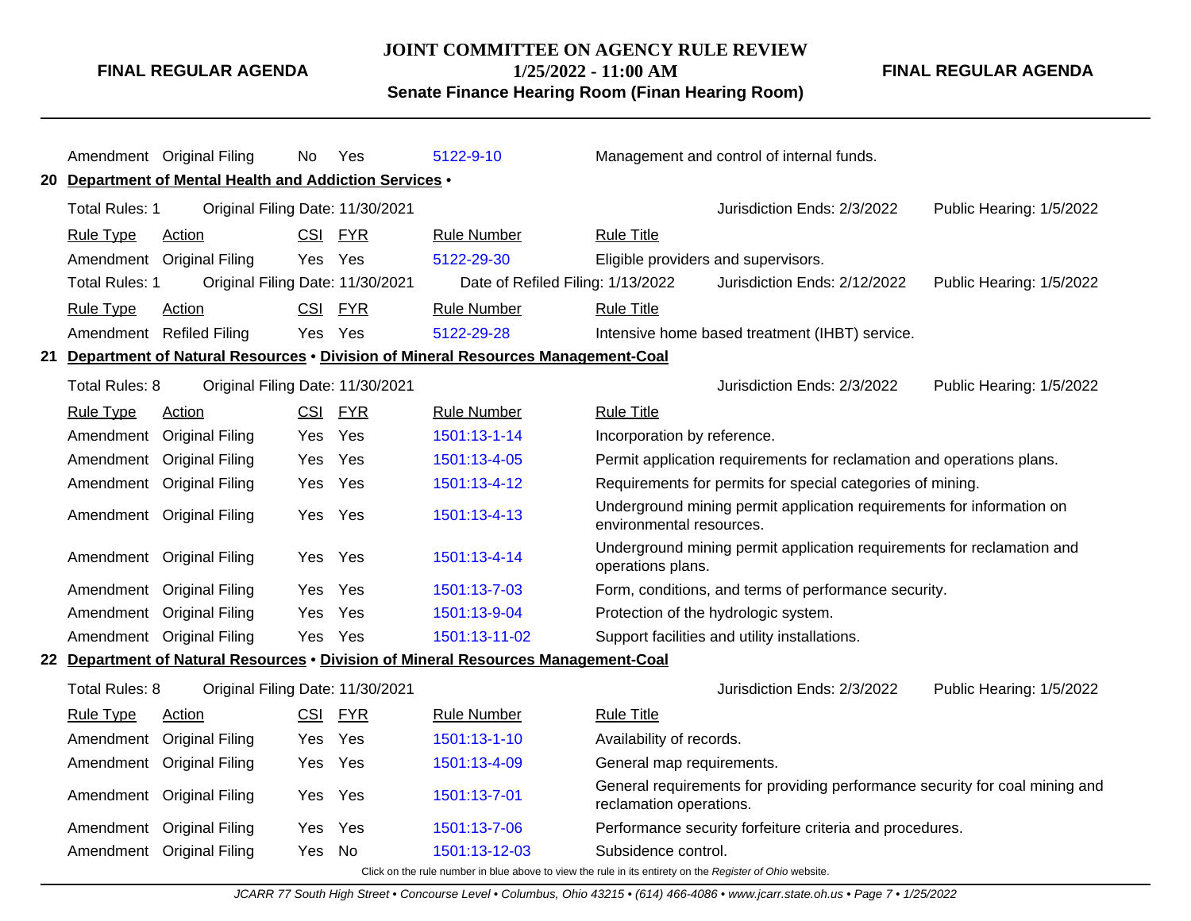| Rule Type | Action | CSI | FYR | Rule Number | Rule Title |
|---|---|---|---|---|---|
| Amendment | Original Filing | No | Yes | 5122-9-10 | Management and control of internal funds. |

**20 Department of Mental Health and Addiction Services •**

Total Rules: 1 | Original Filing Date: 11/30/2021 | Jurisdiction Ends: 2/3/2022 | Public Hearing: 1/5/2022

| Rule Type | Action | CSI | FYR | Rule Number | Rule Title |
|---|---|---|---|---|---|
| Amendment | Original Filing | Yes | Yes | 5122-29-30 | Eligible providers and supervisors. |

Total Rules: 1 | Original Filing Date: 11/30/2021 | Date of Refiled Filing: 1/13/2022 | Jurisdiction Ends: 2/12/2022 | Public Hearing: 1/5/2022

| Rule Type | Action | CSI | FYR | Rule Number | Rule Title |
|---|---|---|---|---|---|
| Amendment | Refiled Filing | Yes | Yes | 5122-29-28 | Intensive home based treatment (IHBT) service. |

**21 Department of Natural Resources • Division of Mineral Resources Management-Coal**

Total Rules: 8 | Original Filing Date: 11/30/2021 | Jurisdiction Ends: 2/3/2022 | Public Hearing: 1/5/2022

| Rule Type | Action | CSI | FYR | Rule Number | Rule Title |
|---|---|---|---|---|---|
| Amendment | Original Filing | Yes | Yes | 1501:13-1-14 | Incorporation by reference. |
| Amendment | Original Filing | Yes | Yes | 1501:13-4-05 | Permit application requirements for reclamation and operations plans. |
| Amendment | Original Filing | Yes | Yes | 1501:13-4-12 | Requirements for permits for special categories of mining. |
| Amendment | Original Filing | Yes | Yes | 1501:13-4-13 | Underground mining permit application requirements for information on environmental resources. |
| Amendment | Original Filing | Yes | Yes | 1501:13-4-14 | Underground mining permit application requirements for reclamation and operations plans. |
| Amendment | Original Filing | Yes | Yes | 1501:13-7-03 | Form, conditions, and terms of performance security. |
| Amendment | Original Filing | Yes | Yes | 1501:13-9-04 | Protection of the hydrologic system. |
| Amendment | Original Filing | Yes | Yes | 1501:13-11-02 | Support facilities and utility installations. |

**22 Department of Natural Resources • Division of Mineral Resources Management-Coal**

Total Rules: 8 | Original Filing Date: 11/30/2021 | Jurisdiction Ends: 2/3/2022 | Public Hearing: 1/5/2022

| Rule Type | Action | CSI | FYR | Rule Number | Rule Title |
|---|---|---|---|---|---|
| Amendment | Original Filing | Yes | Yes | 1501:13-1-10 | Availability of records. |
| Amendment | Original Filing | Yes | Yes | 1501:13-4-09 | General map requirements. |
| Amendment | Original Filing | Yes | Yes | 1501:13-7-01 | General requirements for providing performance security for coal mining and reclamation operations. |
| Amendment | Original Filing | Yes | Yes | 1501:13-7-06 | Performance security forfeiture criteria and procedures. |
| Amendment | Original Filing | Yes | No | 1501:13-12-03 | Subsidence control. |

Click on the rule number in blue above to view the rule in its entirety on the *Register of Ohio* website.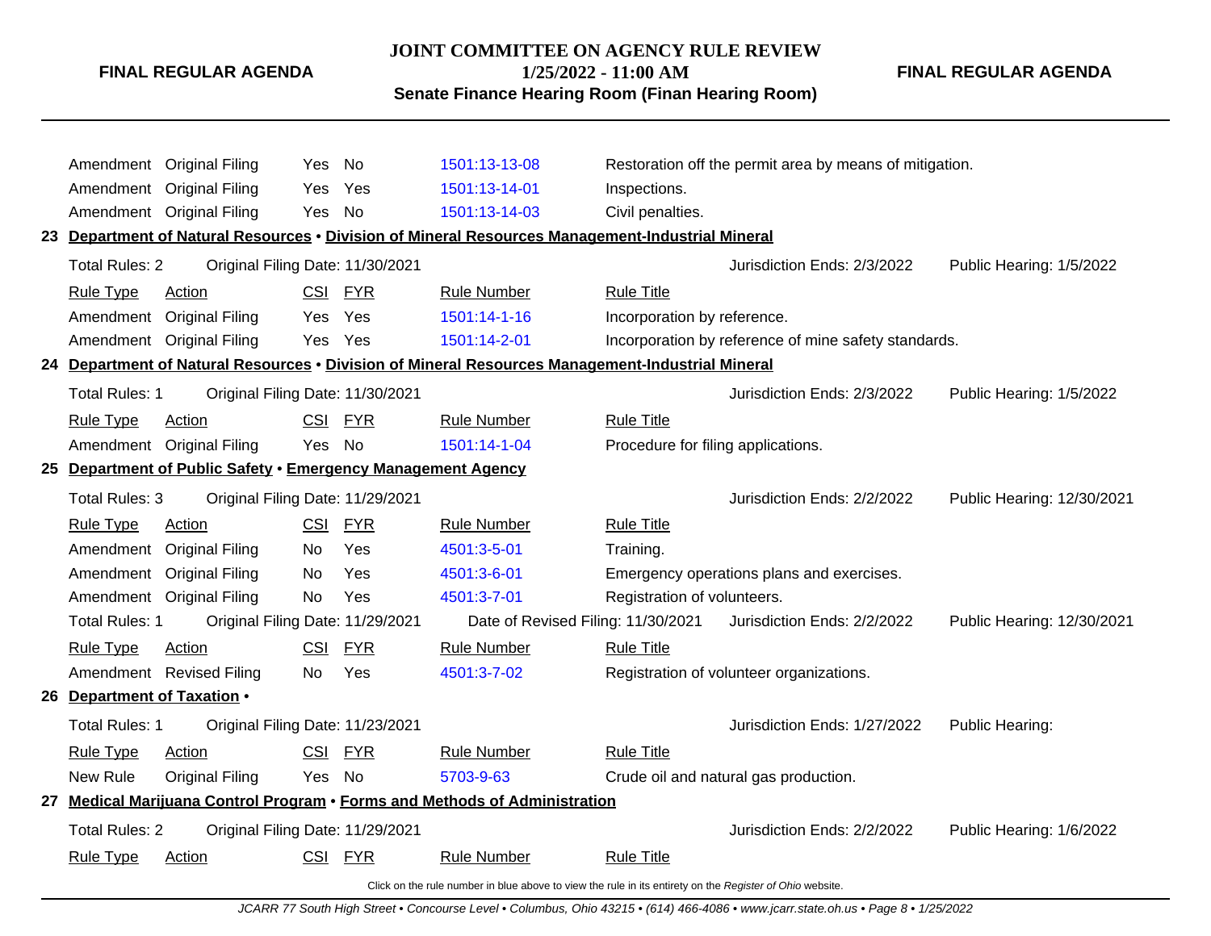| Rule Type | Action | CSI | FYR | Rule Number | Rule Title |
|---|---|---|---|---|---|
| Amendment | Original Filing | Yes | No | 1501:13-13-08 | Restoration off the permit area by means of mitigation. |
| Amendment | Original Filing | Yes | Yes | 1501:13-14-01 | Inspections. |
| Amendment | Original Filing | Yes | No | 1501:13-14-03 | Civil penalties. |

**23 Department of Natural Resources • Division of Mineral Resources Management-Industrial Mineral**

Total Rules: 2 | Original Filing Date: 11/30/2021 | Jurisdiction Ends: 2/3/2022 | Public Hearing: 1/5/2022

| Rule Type | Action | CSI | FYR | Rule Number | Rule Title |
|---|---|---|---|---|---|
| Amendment | Original Filing | Yes | Yes | 1501:14-1-16 | Incorporation by reference. |
| Amendment | Original Filing | Yes | Yes | 1501:14-2-01 | Incorporation by reference of mine safety standards. |

**24 Department of Natural Resources • Division of Mineral Resources Management-Industrial Mineral**

Total Rules: 1 | Original Filing Date: 11/30/2021 | Jurisdiction Ends: 2/3/2022 | Public Hearing: 1/5/2022

| Rule Type | Action | CSI | FYR | Rule Number | Rule Title |
|---|---|---|---|---|---|
| Amendment | Original Filing | Yes | No | 1501:14-1-04 | Procedure for filing applications. |

**25 Department of Public Safety • Emergency Management Agency**

Total Rules: 3 | Original Filing Date: 11/29/2021 | Jurisdiction Ends: 2/2/2022 | Public Hearing: 12/30/2021

| Rule Type | Action | CSI | FYR | Rule Number | Rule Title |
|---|---|---|---|---|---|
| Amendment | Original Filing | No | Yes | 4501:3-5-01 | Training. |
| Amendment | Original Filing | No | Yes | 4501:3-6-01 | Emergency operations plans and exercises. |
| Amendment | Original Filing | No | Yes | 4501:3-7-01 | Registration of volunteers. |

Total Rules: 1 | Original Filing Date: 11/29/2021 | Date of Revised Filing: 11/30/2021 | Jurisdiction Ends: 2/2/2022 | Public Hearing: 12/30/2021

| Rule Type | Action | CSI | FYR | Rule Number | Rule Title |
|---|---|---|---|---|---|
| Amendment | Revised Filing | No | Yes | 4501:3-7-02 | Registration of volunteer organizations. |

**26 Department of Taxation •**

Total Rules: 1 | Original Filing Date: 11/23/2021 | Jurisdiction Ends: 1/27/2022 | Public Hearing:

| Rule Type | Action | CSI | FYR | Rule Number | Rule Title |
|---|---|---|---|---|---|
| New Rule | Original Filing | Yes | No | 5703-9-63 | Crude oil and natural gas production. |

**27 Medical Marijuana Control Program • Forms and Methods of Administration**

Total Rules: 2 | Original Filing Date: 11/29/2021 | Jurisdiction Ends: 2/2/2022 | Public Hearing: 1/6/2022

| Rule Type | Action | CSI | FYR | Rule Number | Rule Title |
|---|---|---|---|---|---|

Click on the rule number in blue above to view the rule in its entirety on the *Register of Ohio* website.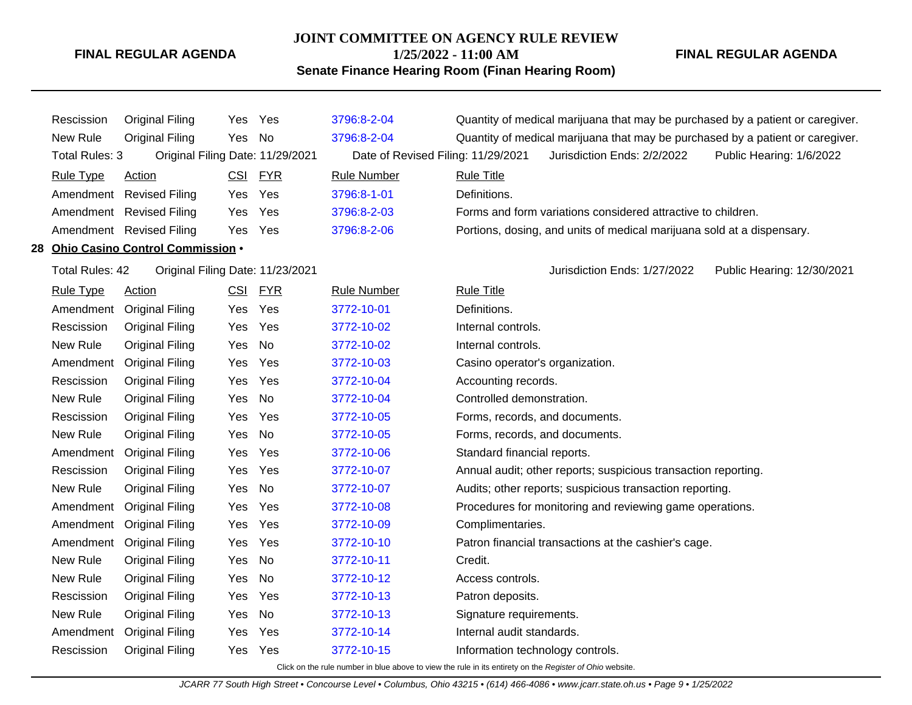| Rule Type | Action | CSI | FYR | Rule Number | Rule Title |
|---|---|---|---|---|---|
| Rescission | Original Filing | Yes | Yes | 3796:8-2-04 | Quantity of medical marijuana that may be purchased by a patient or caregiver. |
| New Rule | Original Filing | Yes | No | 3796:8-2-04 | Quantity of medical marijuana that may be purchased by a patient or caregiver. |

Total Rules: 3 Original Filing Date: 11/29/2021 Date of Revised Filing: 11/29/2021 Jurisdiction Ends: 2/2/2022 Public Hearing: 1/6/2022

| Rule Type | Action | CSI | FYR | Rule Number | Rule Title |
|---|---|---|---|---|---|
| Amendment | Revised Filing | Yes | Yes | 3796:8-1-01 | Definitions. |
| Amendment | Revised Filing | Yes | Yes | 3796:8-2-03 | Forms and form variations considered attractive to children. |
| Amendment | Revised Filing | Yes | Yes | 3796:8-2-06 | Portions, dosing, and units of medical marijuana sold at a dispensary. |

**28 Ohio Casino Control Commission •**

Total Rules: 42 Original Filing Date: 11/23/2021 Jurisdiction Ends: 1/27/2022 Public Hearing: 12/30/2021

| Rule Type | Action | CSI | FYR | Rule Number | Rule Title |
|---|---|---|---|---|---|
| Amendment | Original Filing | Yes | Yes | 3772-10-01 | Definitions. |
| Rescission | Original Filing | Yes | Yes | 3772-10-02 | Internal controls. |
| New Rule | Original Filing | Yes | No | 3772-10-02 | Internal controls. |
| Amendment | Original Filing | Yes | Yes | 3772-10-03 | Casino operator's organization. |
| Rescission | Original Filing | Yes | Yes | 3772-10-04 | Accounting records. |
| New Rule | Original Filing | Yes | No | 3772-10-04 | Controlled demonstration. |
| Rescission | Original Filing | Yes | Yes | 3772-10-05 | Forms, records, and documents. |
| New Rule | Original Filing | Yes | No | 3772-10-05 | Forms, records, and documents. |
| Amendment | Original Filing | Yes | Yes | 3772-10-06 | Standard financial reports. |
| Rescission | Original Filing | Yes | Yes | 3772-10-07 | Annual audit; other reports; suspicious transaction reporting. |
| New Rule | Original Filing | Yes | No | 3772-10-07 | Audits; other reports; suspicious transaction reporting. |
| Amendment | Original Filing | Yes | Yes | 3772-10-08 | Procedures for monitoring and reviewing game operations. |
| Amendment | Original Filing | Yes | Yes | 3772-10-09 | Complimentaries. |
| Amendment | Original Filing | Yes | Yes | 3772-10-10 | Patron financial transactions at the cashier's cage. |
| New Rule | Original Filing | Yes | No | 3772-10-11 | Credit. |
| New Rule | Original Filing | Yes | No | 3772-10-12 | Access controls. |
| Rescission | Original Filing | Yes | Yes | 3772-10-13 | Patron deposits. |
| New Rule | Original Filing | Yes | No | 3772-10-13 | Signature requirements. |
| Amendment | Original Filing | Yes | Yes | 3772-10-14 | Internal audit standards. |
| Rescission | Original Filing | Yes | Yes | 3772-10-15 | Information technology controls. |

Click on the rule number in blue above to view the rule in its entirety on the *Register of Ohio* website.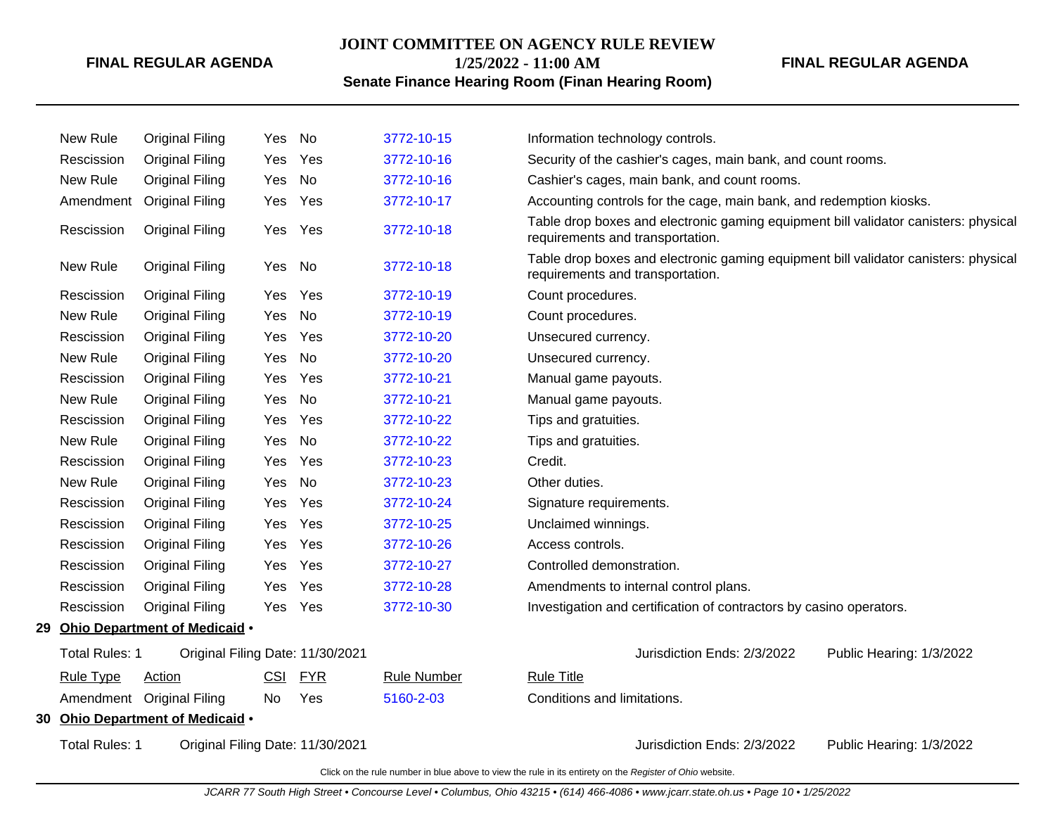| Rule Type | Action | CSI | FYR | Rule Number | Rule Title |
|---|---|---|---|---|---|
| New Rule | Original Filing | Yes | No | 3772-10-15 | Information technology controls. |
| Rescission | Original Filing | Yes | Yes | 3772-10-16 | Security of the cashier's cages, main bank, and count rooms. |
| New Rule | Original Filing | Yes | No | 3772-10-16 | Cashier's cages, main bank, and count rooms. |
| Amendment | Original Filing | Yes | Yes | 3772-10-17 | Accounting controls for the cage, main bank, and redemption kiosks. |
| Rescission | Original Filing | Yes | Yes | 3772-10-18 | Table drop boxes and electronic gaming equipment bill validator canisters: physical requirements and transportation. |
| New Rule | Original Filing | Yes | No | 3772-10-18 | Table drop boxes and electronic gaming equipment bill validator canisters: physical requirements and transportation. |
| Rescission | Original Filing | Yes | Yes | 3772-10-19 | Count procedures. |
| New Rule | Original Filing | Yes | No | 3772-10-19 | Count procedures. |
| Rescission | Original Filing | Yes | Yes | 3772-10-20 | Unsecured currency. |
| New Rule | Original Filing | Yes | No | 3772-10-20 | Unsecured currency. |
| Rescission | Original Filing | Yes | Yes | 3772-10-21 | Manual game payouts. |
| New Rule | Original Filing | Yes | No | 3772-10-21 | Manual game payouts. |
| Rescission | Original Filing | Yes | Yes | 3772-10-22 | Tips and gratuities. |
| New Rule | Original Filing | Yes | No | 3772-10-22 | Tips and gratuities. |
| Rescission | Original Filing | Yes | Yes | 3772-10-23 | Credit. |
| New Rule | Original Filing | Yes | No | 3772-10-23 | Other duties. |
| Rescission | Original Filing | Yes | Yes | 3772-10-24 | Signature requirements. |
| Rescission | Original Filing | Yes | Yes | 3772-10-25 | Unclaimed winnings. |
| Rescission | Original Filing | Yes | Yes | 3772-10-26 | Access controls. |
| Rescission | Original Filing | Yes | Yes | 3772-10-27 | Controlled demonstration. |
| Rescission | Original Filing | Yes | Yes | 3772-10-28 | Amendments to internal control plans. |
| Rescission | Original Filing | Yes | Yes | 3772-10-30 | Investigation and certification of contractors by casino operators. |

**29 Ohio Department of Medicaid •**

Total Rules: 1 Original Filing Date: 11/30/2021 Jurisdiction Ends: 2/3/2022 Public Hearing: 1/3/2022

| Rule Type | Action | CSI | FYR | Rule Number | Rule Title |
|---|---|---|---|---|---|
| Amendment | Original Filing | No | Yes | 5160-2-03 | Conditions and limitations. |

**30 Ohio Department of Medicaid •**

Total Rules: 1 Original Filing Date: 11/30/2021 Jurisdiction Ends: 2/3/2022 Public Hearing: 1/3/2022

Click on the rule number in blue above to view the rule in its entirety on the *Register of Ohio* website.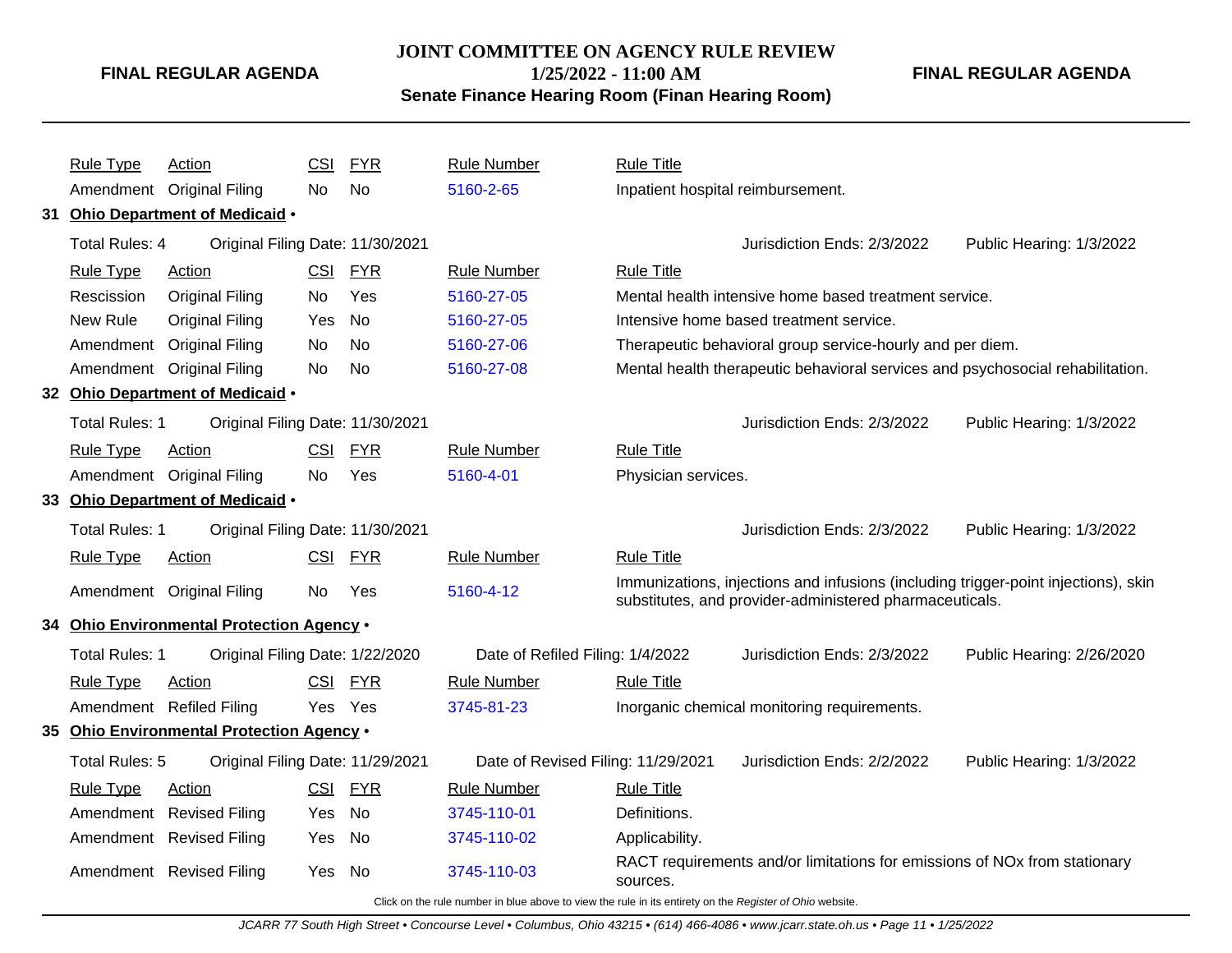| Rule Type | Action | CSI | FYR | Rule Number | Rule Title |
|---|---|---|---|---|---|
| Amendment | Original Filing | No | No | 5160-2-65 | Inpatient hospital reimbursement. |

**31 Ohio Department of Medicaid •**

Total Rules: 4 | Original Filing Date: 11/30/2021 | Jurisdiction Ends: 2/3/2022 | Public Hearing: 1/3/2022

| Rule Type | Action | CSI | FYR | Rule Number | Rule Title |
|---|---|---|---|---|---|
| Rescission | Original Filing | No | Yes | 5160-27-05 | Mental health intensive home based treatment service. |
| New Rule | Original Filing | Yes | No | 5160-27-05 | Intensive home based treatment service. |
| Amendment | Original Filing | No | No | 5160-27-06 | Therapeutic behavioral group service-hourly and per diem. |
| Amendment | Original Filing | No | No | 5160-27-08 | Mental health therapeutic behavioral services and psychosocial rehabilitation. |

**32 Ohio Department of Medicaid •**

Total Rules: 1 | Original Filing Date: 11/30/2021 | Jurisdiction Ends: 2/3/2022 | Public Hearing: 1/3/2022

| Rule Type | Action | CSI | FYR | Rule Number | Rule Title |
|---|---|---|---|---|---|
| Amendment | Original Filing | No | Yes | 5160-4-01 | Physician services. |

**33 Ohio Department of Medicaid •**

Total Rules: 1 | Original Filing Date: 11/30/2021 | Jurisdiction Ends: 2/3/2022 | Public Hearing: 1/3/2022

| Rule Type | Action | CSI | FYR | Rule Number | Rule Title |
|---|---|---|---|---|---|
| Amendment | Original Filing | No | Yes | 5160-4-12 | Immunizations, injections and infusions (including trigger-point injections), skin substitutes, and provider-administered pharmaceuticals. |

**34 Ohio Environmental Protection Agency •**

Total Rules: 1 | Original Filing Date: 1/22/2020 | Date of Refiled Filing: 1/4/2022 | Jurisdiction Ends: 2/3/2022 | Public Hearing: 2/26/2020

| Rule Type | Action | CSI | FYR | Rule Number | Rule Title |
|---|---|---|---|---|---|
| Amendment | Refiled Filing | Yes | Yes | 3745-81-23 | Inorganic chemical monitoring requirements. |

**35 Ohio Environmental Protection Agency •**

Total Rules: 5 | Original Filing Date: 11/29/2021 | Date of Revised Filing: 11/29/2021 | Jurisdiction Ends: 2/2/2022 | Public Hearing: 1/3/2022

| Rule Type | Action | CSI | FYR | Rule Number | Rule Title |
|---|---|---|---|---|---|
| Amendment | Revised Filing | Yes | No | 3745-110-01 | Definitions. |
| Amendment | Revised Filing | Yes | No | 3745-110-02 | Applicability. |
| Amendment | Revised Filing | Yes | No | 3745-110-03 | RACT requirements and/or limitations for emissions of NOx from stationary sources. |

Click on the rule number in blue above to view the rule in its entirety on the *Register of Ohio* website.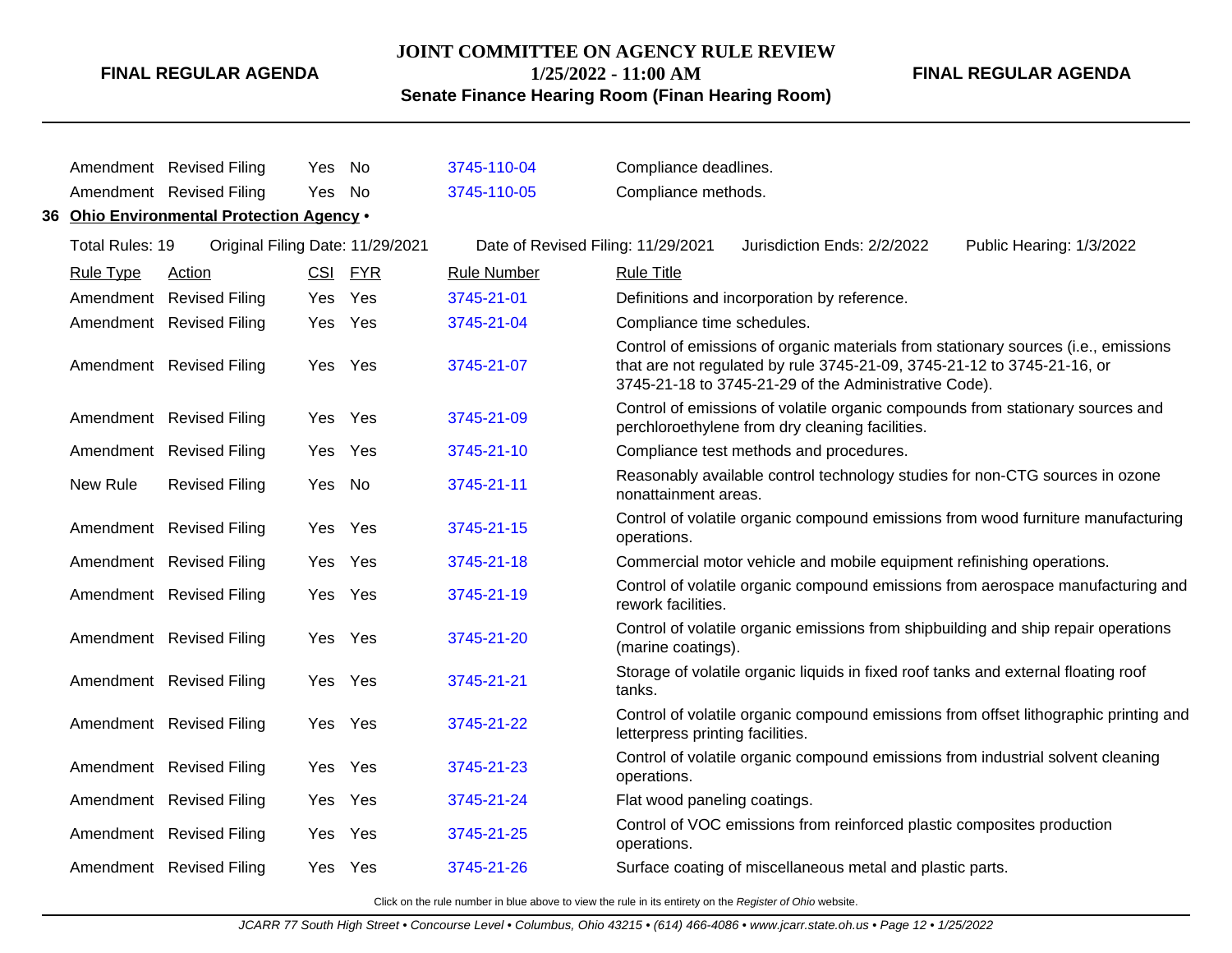| | | | | | |
|---|---|---|---|---|---|
| Amendment | Revised Filing | Yes | No | 3745-110-04 | Compliance deadlines. |
| Amendment | Revised Filing | Yes | No | 3745-110-05 | Compliance methods. |

**36 Ohio Environmental Protection Agency •**

Total Rules: 19 Original Filing Date: 11/29/2021 Date of Revised Filing: 11/29/2021 Jurisdiction Ends: 2/2/2022 Public Hearing: 1/3/2022

| Rule Type | Action | CSI | FYR | Rule Number | Rule Title |
|---|---|---|---|---|---|
| Amendment | Revised Filing | Yes | Yes | 3745-21-01 | Definitions and incorporation by reference. |
| Amendment | Revised Filing | Yes | Yes | 3745-21-04 | Compliance time schedules. |
| Amendment | Revised Filing | Yes | Yes | 3745-21-07 | Control of emissions of organic materials from stationary sources (i.e., emissions that are not regulated by rule 3745-21-09, 3745-21-12 to 3745-21-16, or 3745-21-18 to 3745-21-29 of the Administrative Code). |
| Amendment | Revised Filing | Yes | Yes | 3745-21-09 | Control of emissions of volatile organic compounds from stationary sources and perchloroethylene from dry cleaning facilities. |
| Amendment | Revised Filing | Yes | Yes | 3745-21-10 | Compliance test methods and procedures. |
| New Rule | Revised Filing | Yes | No | 3745-21-11 | Reasonably available control technology studies for non-CTG sources in ozone nonattainment areas. |
| Amendment | Revised Filing | Yes | Yes | 3745-21-15 | Control of volatile organic compound emissions from wood furniture manufacturing operations. |
| Amendment | Revised Filing | Yes | Yes | 3745-21-18 | Commercial motor vehicle and mobile equipment refinishing operations. |
| Amendment | Revised Filing | Yes | Yes | 3745-21-19 | Control of volatile organic compound emissions from aerospace manufacturing and rework facilities. |
| Amendment | Revised Filing | Yes | Yes | 3745-21-20 | Control of volatile organic emissions from shipbuilding and ship repair operations (marine coatings). |
| Amendment | Revised Filing | Yes | Yes | 3745-21-21 | Storage of volatile organic liquids in fixed roof tanks and external floating roof tanks. |
| Amendment | Revised Filing | Yes | Yes | 3745-21-22 | Control of volatile organic compound emissions from offset lithographic printing and letterpress printing facilities. |
| Amendment | Revised Filing | Yes | Yes | 3745-21-23 | Control of volatile organic compound emissions from industrial solvent cleaning operations. |
| Amendment | Revised Filing | Yes | Yes | 3745-21-24 | Flat wood paneling coatings. |
| Amendment | Revised Filing | Yes | Yes | 3745-21-25 | Control of VOC emissions from reinforced plastic composites production operations. |
| Amendment | Revised Filing | Yes | Yes | 3745-21-26 | Surface coating of miscellaneous metal and plastic parts. |

Click on the rule number in blue above to view the rule in its entirety on the *Register of Ohio* website.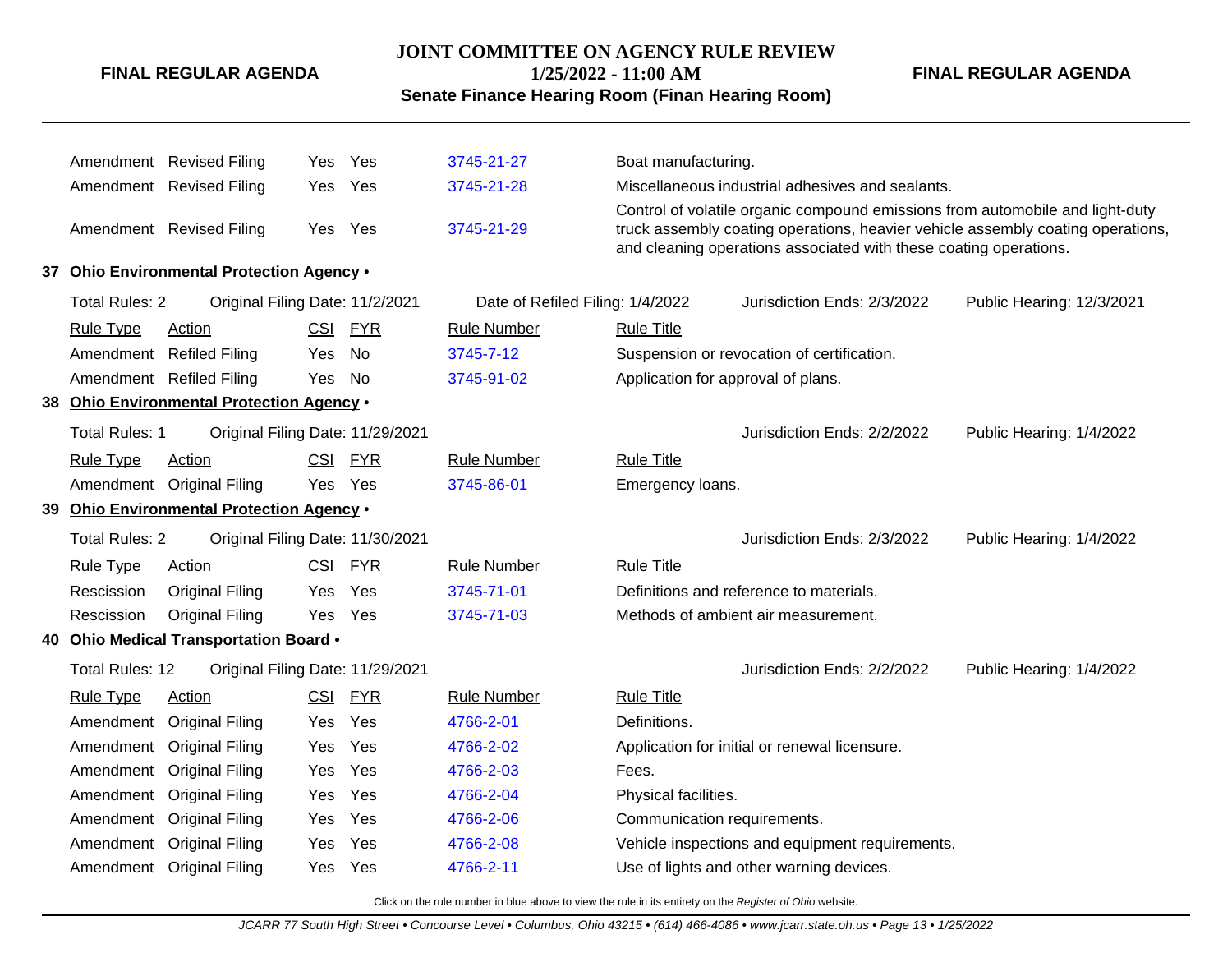| Rule Type | Action | CSI | FYR | Rule Number | Rule Title |
|---|---|---|---|---|---|
| Amendment | Revised Filing | Yes | Yes | 3745-21-27 | Boat manufacturing. |
| Amendment | Revised Filing | Yes | Yes | 3745-21-28 | Miscellaneous industrial adhesives and sealants. |
| Amendment | Revised Filing | Yes | Yes | 3745-21-29 | Control of volatile organic compound emissions from automobile and light-duty truck assembly coating operations, heavier vehicle assembly coating operations, and cleaning operations associated with these coating operations. |

### 37 Ohio Environmental Protection Agency •

Total Rules: 2 | Original Filing Date: 11/2/2021 | Date of Refiled Filing: 1/4/2022 | Jurisdiction Ends: 2/3/2022 | Public Hearing: 12/3/2021

| Rule Type | Action | CSI | FYR | Rule Number | Rule Title |
|---|---|---|---|---|---|
| Amendment | Refiled Filing | Yes | No | 3745-7-12 | Suspension or revocation of certification. |
| Amendment | Refiled Filing | Yes | No | 3745-91-02 | Application for approval of plans. |

### 38 Ohio Environmental Protection Agency •

Total Rules: 1 | Original Filing Date: 11/29/2021 | Jurisdiction Ends: 2/2/2022 | Public Hearing: 1/4/2022

| Rule Type | Action | CSI | FYR | Rule Number | Rule Title |
|---|---|---|---|---|---|
| Amendment | Original Filing | Yes | Yes | 3745-86-01 | Emergency loans. |

### 39 Ohio Environmental Protection Agency •

Total Rules: 2 | Original Filing Date: 11/30/2021 | Jurisdiction Ends: 2/3/2022 | Public Hearing: 1/4/2022

| Rule Type | Action | CSI | FYR | Rule Number | Rule Title |
|---|---|---|---|---|---|
| Rescission | Original Filing | Yes | Yes | 3745-71-01 | Definitions and reference to materials. |
| Rescission | Original Filing | Yes | Yes | 3745-71-03 | Methods of ambient air measurement. |

### 40 Ohio Medical Transportation Board •

Total Rules: 12 | Original Filing Date: 11/29/2021 | Jurisdiction Ends: 2/2/2022 | Public Hearing: 1/4/2022

| Rule Type | Action | CSI | FYR | Rule Number | Rule Title |
|---|---|---|---|---|---|
| Amendment | Original Filing | Yes | Yes | 4766-2-01 | Definitions. |
| Amendment | Original Filing | Yes | Yes | 4766-2-02 | Application for initial or renewal licensure. |
| Amendment | Original Filing | Yes | Yes | 4766-2-03 | Fees. |
| Amendment | Original Filing | Yes | Yes | 4766-2-04 | Physical facilities. |
| Amendment | Original Filing | Yes | Yes | 4766-2-06 | Communication requirements. |
| Amendment | Original Filing | Yes | Yes | 4766-2-08 | Vehicle inspections and equipment requirements. |
| Amendment | Original Filing | Yes | Yes | 4766-2-11 | Use of lights and other warning devices. |

Click on the rule number in blue above to view the rule in its entirety on the *Register of Ohio* website.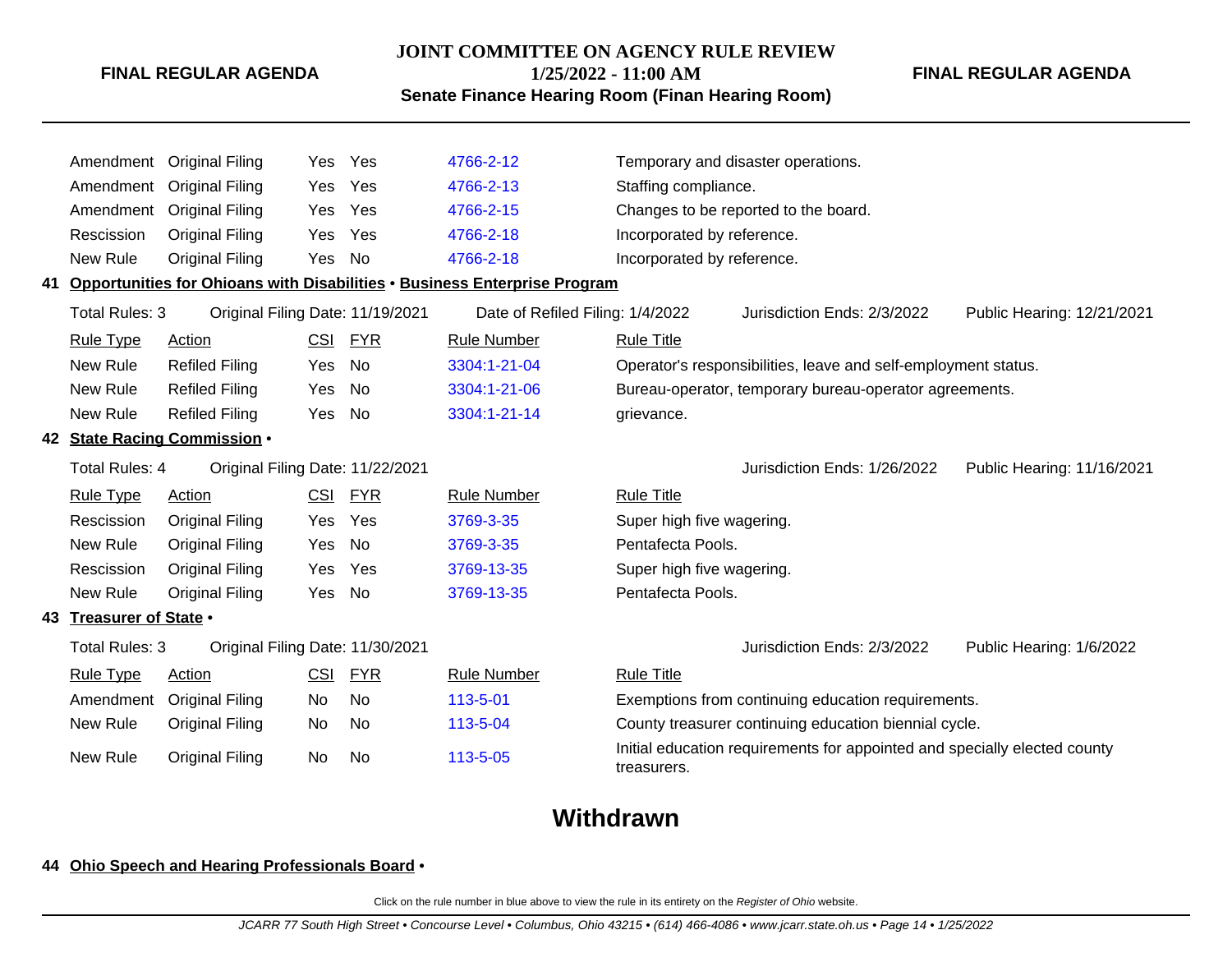| Rule Type | Action | CSI | FYR | Rule Number | Rule Title |
|---|---|---|---|---|---|
| Amendment | Original Filing | Yes | Yes | 4766-2-12 | Temporary and disaster operations. |
| Amendment | Original Filing | Yes | Yes | 4766-2-13 | Staffing compliance. |
| Amendment | Original Filing | Yes | Yes | 4766-2-15 | Changes to be reported to the board. |
| Rescission | Original Filing | Yes | Yes | 4766-2-18 | Incorporated by reference. |
| New Rule | Original Filing | Yes | No | 4766-2-18 | Incorporated by reference. |

**41 Opportunities for Ohioans with Disabilities • Business Enterprise Program**

Total Rules: 3 | Original Filing Date: 11/19/2021 | Date of Refiled Filing: 1/4/2022 | Jurisdiction Ends: 2/3/2022 | Public Hearing: 12/21/2021

| Rule Type | Action | CSI | FYR | Rule Number | Rule Title |
|---|---|---|---|---|---|
| New Rule | Refiled Filing | Yes | No | 3304:1-21-04 | Operator's responsibilities, leave and self-employment status. |
| New Rule | Refiled Filing | Yes | No | 3304:1-21-06 | Bureau-operator, temporary bureau-operator agreements. |
| New Rule | Refiled Filing | Yes | No | 3304:1-21-14 | grievance. |

**42 State Racing Commission •**

Total Rules: 4 | Original Filing Date: 11/22/2021 | Jurisdiction Ends: 1/26/2022 | Public Hearing: 11/16/2021

| Rule Type | Action | CSI | FYR | Rule Number | Rule Title |
|---|---|---|---|---|---|
| Rescission | Original Filing | Yes | Yes | 3769-3-35 | Super high five wagering. |
| New Rule | Original Filing | Yes | No | 3769-3-35 | Pentafecta Pools. |
| Rescission | Original Filing | Yes | Yes | 3769-13-35 | Super high five wagering. |
| New Rule | Original Filing | Yes | No | 3769-13-35 | Pentafecta Pools. |

**43 Treasurer of State •**

Total Rules: 3 | Original Filing Date: 11/30/2021 | Jurisdiction Ends: 2/3/2022 | Public Hearing: 1/6/2022

| Rule Type | Action | CSI | FYR | Rule Number | Rule Title |
|---|---|---|---|---|---|
| Amendment | Original Filing | No | No | 113-5-01 | Exemptions from continuing education requirements. |
| New Rule | Original Filing | No | No | 113-5-04 | County treasurer continuing education biennial cycle. |
| New Rule | Original Filing | No | No | 113-5-05 | Initial education requirements for appointed and specially elected county treasurers. |

## Withdrawn

**44 Ohio Speech and Hearing Professionals Board •**

Click on the rule number in blue above to view the rule in its entirety on the *Register of Ohio* website.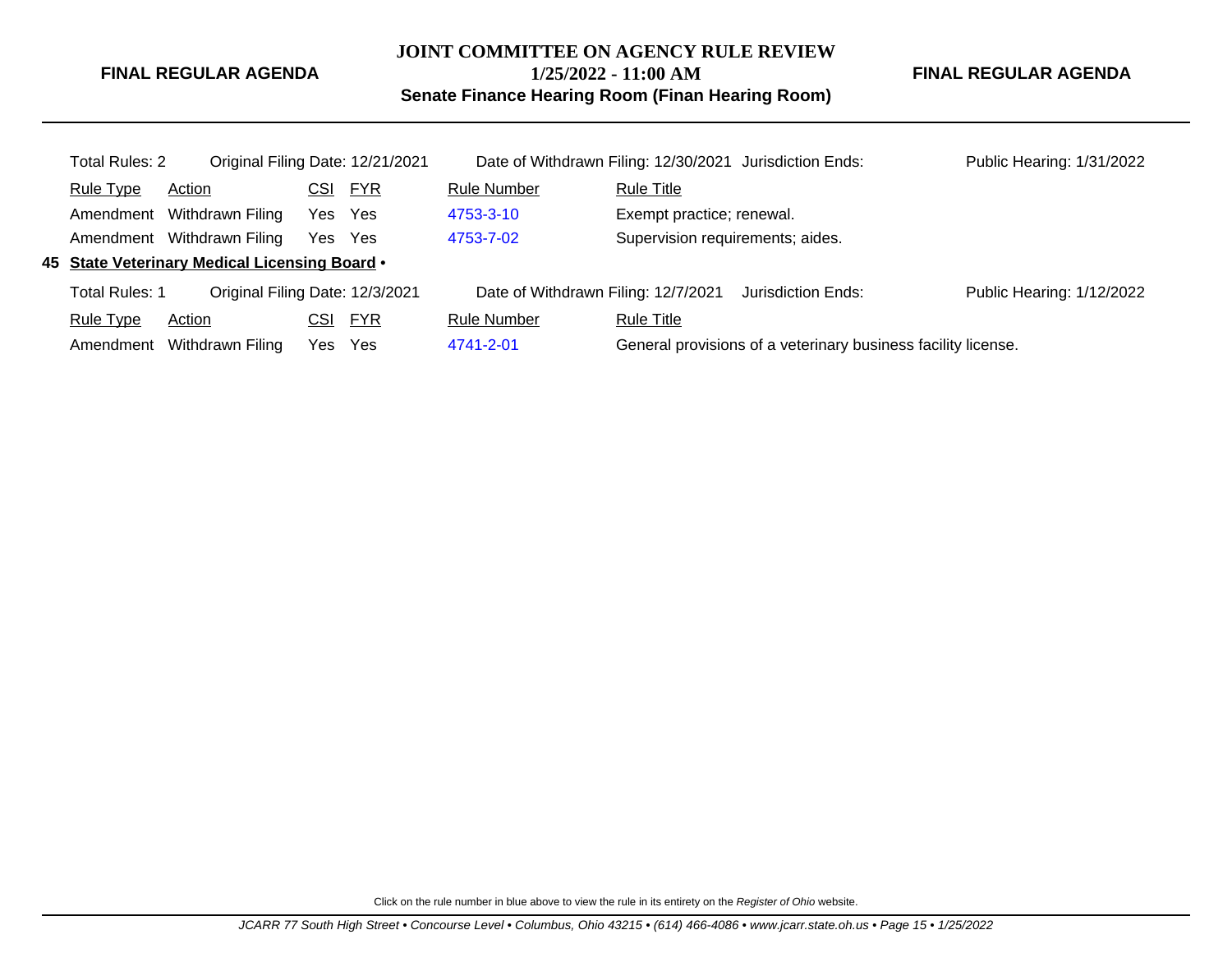Total Rules: 2 Original Filing Date: 12/21/2021 Date of Withdrawn Filing: 12/30/2021 Jurisdiction Ends: Public Hearing: 1/31/2022

| Rule Type | Action | CSI | FYR | Rule Number | Rule Title |
|---|---|---|---|---|---|
| Amendment | Withdrawn Filing | Yes | Yes | 4753-3-10 | Exempt practice; renewal. |
| Amendment | Withdrawn Filing | Yes | Yes | 4753-7-02 | Supervision requirements; aides. |

## 45 State Veterinary Medical Licensing Board •

Total Rules: 1 Original Filing Date: 12/3/2021 Date of Withdrawn Filing: 12/7/2021 Jurisdiction Ends: Public Hearing: 1/12/2022

| Rule Type | Action | CSI | FYR | Rule Number | Rule Title |
|---|---|---|---|---|---|
| Amendment | Withdrawn Filing | Yes | Yes | 4741-2-01 | General provisions of a veterinary business facility license. |

Click on the rule number in blue above to view the rule in its entirety on the *Register of Ohio* website.